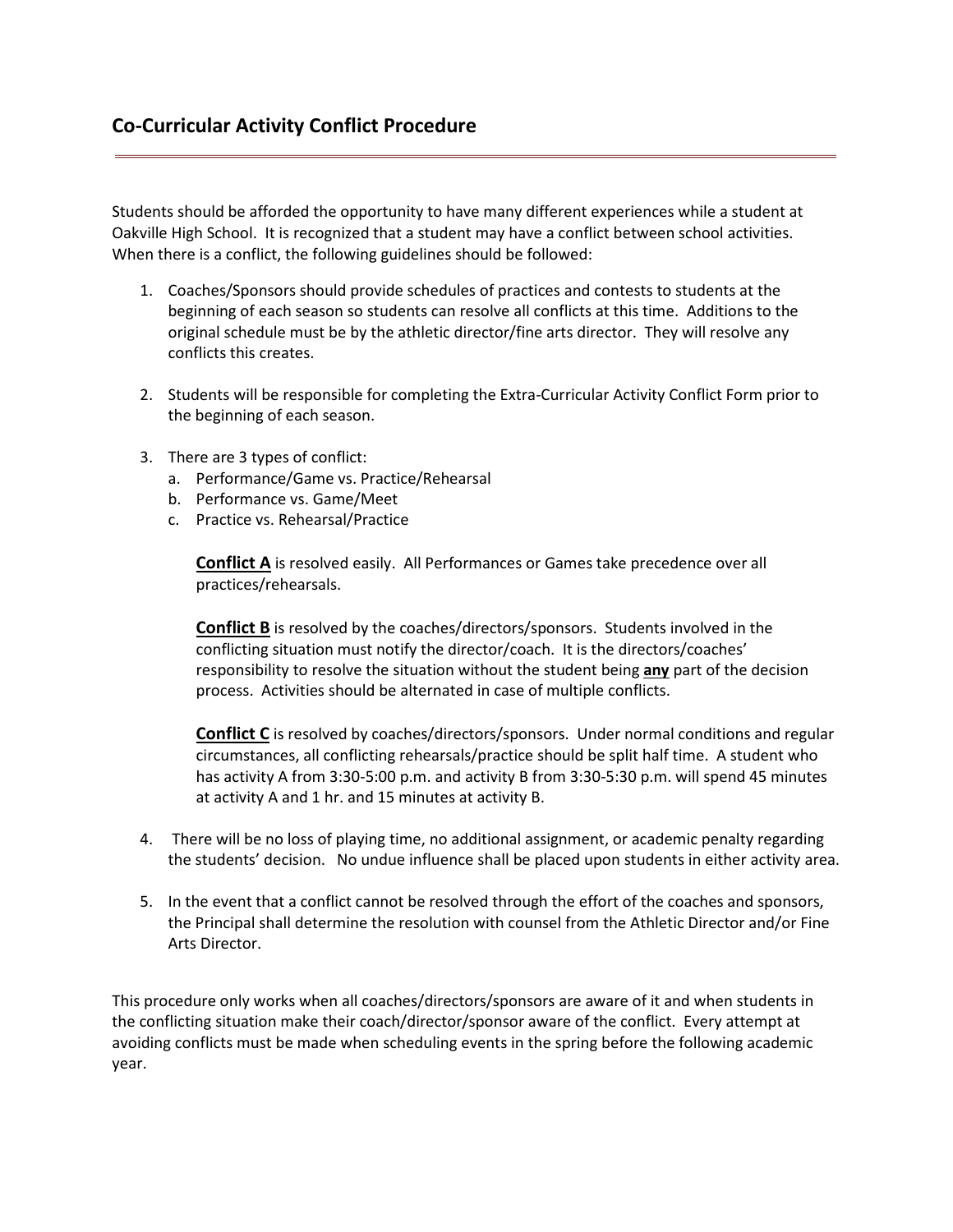## Co-Curricular Activity Conflict Procedure

---

Students should be afforded the opportunity to have many different experiences while a student at Oakville High School. It is recognized that a student may have a conflict between school activities. When there is a conflict, the following guidelines should be followed:

1. Coaches/Sponsors should provide schedules of practices and contests to students at the beginning of each season so students can resolve all conflicts at this time. Additions to the original schedule must be by the athletic director/fine arts director. They will resolve any conflicts this creates.

2. Students will be responsible for completing the Extra-Curricular Activity Conflict Form prior to the beginning of each season.

3. There are 3 types of conflict:
   a. Performance/Game vs. Practice/Rehearsal
   b. Performance vs. Game/Meet
   c. Practice vs. Rehearsal/Practice

   **Conflict A** is resolved easily. All Performances or Games take precedence over all practices/rehearsals.

   **Conflict B** is resolved by the coaches/directors/sponsors. Students involved in the conflicting situation must notify the director/coach. It is the directors/coaches' responsibility to resolve the situation without the student being **any** part of the decision process. Activities should be alternated in case of multiple conflicts.

   **Conflict C** is resolved by coaches/directors/sponsors. Under normal conditions and regular circumstances, all conflicting rehearsals/practice should be split half time. A student who has activity A from 3:30-5:00 p.m. and activity B from 3:30-5:30 p.m. will spend 45 minutes at activity A and 1 hr. and 15 minutes at activity B.

4. There will be no loss of playing time, no additional assignment, or academic penalty regarding the students' decision. No undue influence shall be placed upon students in either activity area.

5. In the event that a conflict cannot be resolved through the effort of the coaches and sponsors, the Principal shall determine the resolution with counsel from the Athletic Director and/or Fine Arts Director.

This procedure only works when all coaches/directors/sponsors are aware of it and when students in the conflicting situation make their coach/director/sponsor aware of the conflict. Every attempt at avoiding conflicts must be made when scheduling events in the spring before the following academic year.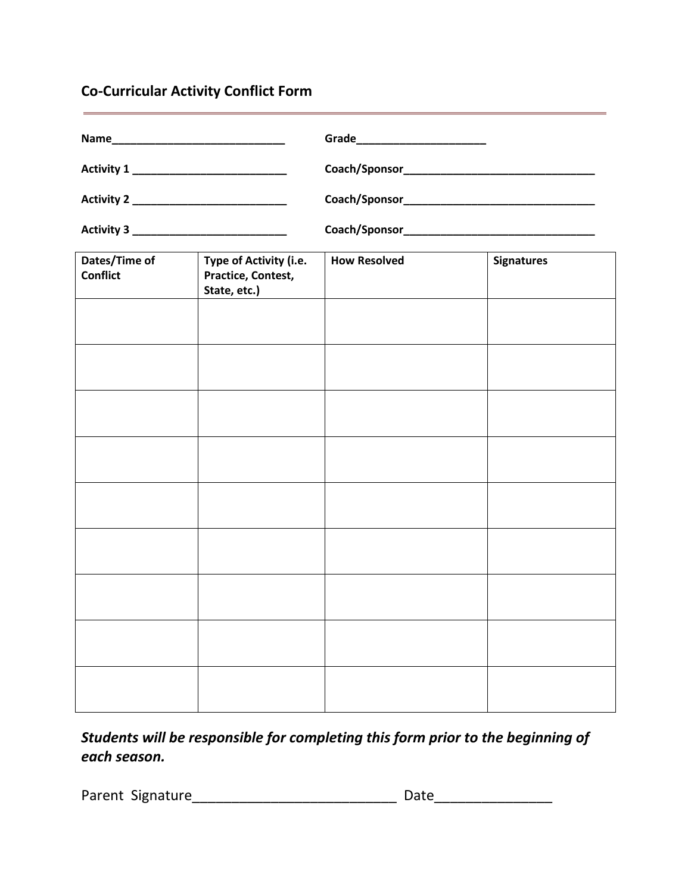## Co-Curricular Activity Conflict Form

**Name**_____________________________ **Grade**_____________________

**Activity 1** _________________________ **Coach/Sponsor**________________________________

**Activity 2** _________________________ **Coach/Sponsor**________________________________

**Activity 3** _________________________ **Coach/Sponsor**________________________________

| Dates/Time of Conflict | Type of Activity (i.e. Practice, Contest, State, etc.) | How Resolved | Signatures |
|---|---|---|---|
| | | | |
| | | | |
| | | | |
| | | | |
| | | | |
| | | | |
| | | | |
| | | | |
| | | | |

***Students will be responsible for completing this form prior to the beginning of each season.***

Parent Signature___________________________ Date_______________